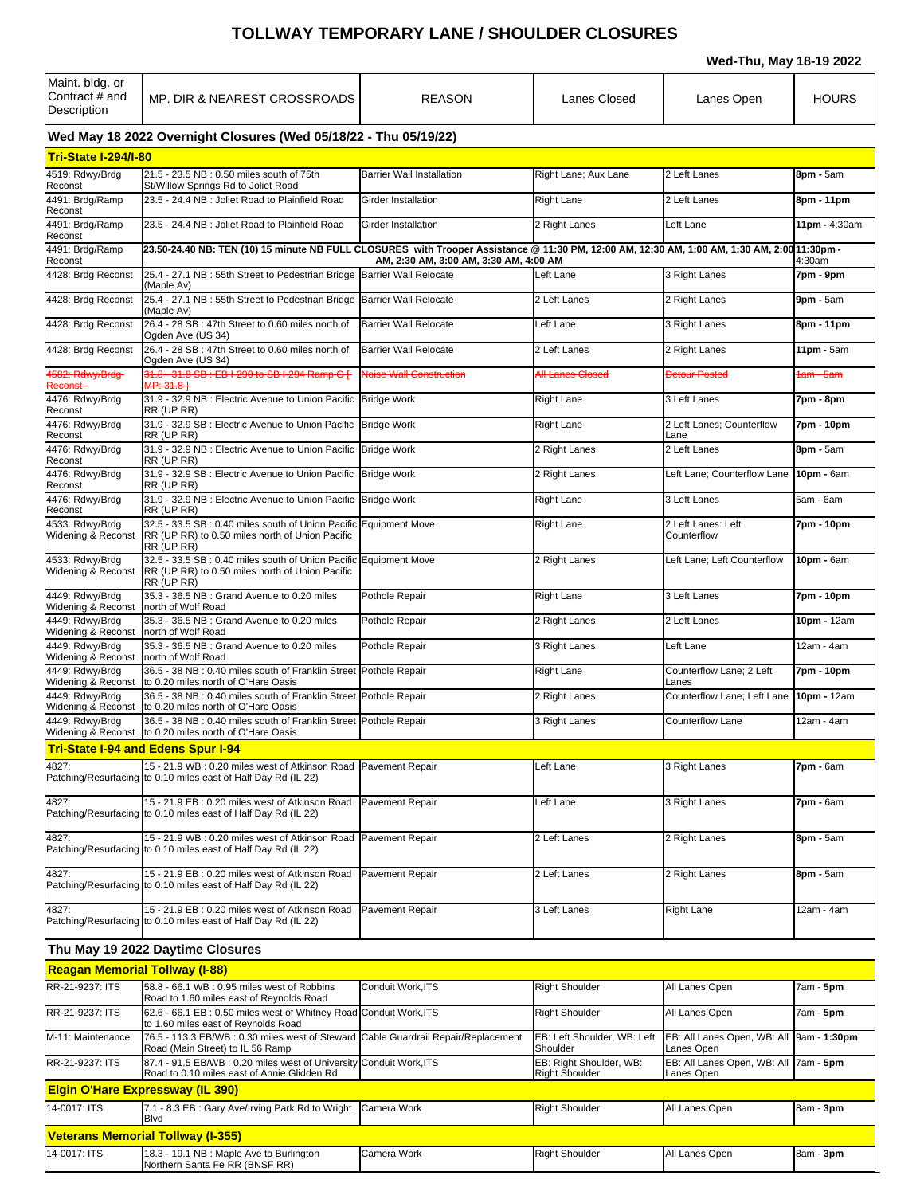# TOLLWAY TEMPORARY LANE / SHOULDER CLOSURES

**Wed-Thu, May 18-19 2022**

| Maint. bldg. or Contract # and Description | MP. DIR & NEAREST CROSSROADS | REASON | Lanes Closed | Lanes Open | HOURS |
|---|---|---|---|---|---|
| **Wed May 18 2022 Overnight Closures (Wed 05/18/22 - Thu 05/19/22)** | | | | | |
| **Tri-State I-294/I-80** | | | | | |
| 4519: Rdwy/Brdg Reconst | 21.5 - 23.5 NB : 0.50 miles south of 75th St/Willow Springs Rd to Joliet Road | Barrier Wall Installation | Right Lane; Aux Lane | 2 Left Lanes | **8pm** - 5am |
| 4491: Brdg/Ramp Reconst | 23.5 - 24.4 NB : Joliet Road to Plainfield Road | Girder Installation | Right Lane | 2 Left Lanes | **8pm - 11pm** |
| 4491: Brdg/Ramp Reconst | 23.5 - 24.4 NB : Joliet Road to Plainfield Road | Girder Installation | 2 Right Lanes | Left Lane | **11pm** - 4:30am |
| 4491: Brdg/Ramp Reconst | 23.50-24.40 NB: TEN (10) 15 minute NB FULL CLOSURES with Trooper Assistance @ 11:30 PM, 12:00 AM, 12:30 AM, 1:00 AM, 1:30 AM, 2:00 AM, 2:30 AM, 3:00 AM, 3:30 AM, 4:00 AM | | | | 11:30pm - 4:30am |
| 4428: Brdg Reconst | 25.4 - 27.1 NB : 55th Street to Pedestrian Bridge (Maple Av) | Barrier Wall Relocate | Left Lane | 3 Right Lanes | **7pm - 9pm** |
| 4428: Brdg Reconst | 25.4 - 27.1 NB : 55th Street to Pedestrian Bridge (Maple Av) | Barrier Wall Relocate | 2 Left Lanes | 2 Right Lanes | **9pm** - 5am |
| 4428: Brdg Reconst | 26.4 - 28 SB : 47th Street to 0.60 miles north of Ogden Ave (US 34) | Barrier Wall Relocate | Left Lane | 3 Right Lanes | **8pm - 11pm** |
| 4428: Brdg Reconst | 26.4 - 28 SB : 47th Street to 0.60 miles north of Ogden Ave (US 34) | Barrier Wall Relocate | 2 Left Lanes | 2 Right Lanes | **11pm** - 5am |
| ~~4582: Rdwy/Brdg Reconst~~ | ~~31.8 - 31.8 SB : EB I-290 to SB I-294 Ramp G [ MP: 31.8 ]~~ | ~~Noise Wall Construction~~ | ~~All Lanes Closed~~ | ~~Detour Posted~~ | ~~1am - 5am~~ |
| 4476: Rdwy/Brdg Reconst | 31.9 - 32.9 NB : Electric Avenue to Union Pacific RR (UP RR) | Bridge Work | Right Lane | 3 Left Lanes | **7pm - 8pm** |
| 4476: Rdwy/Brdg Reconst | 31.9 - 32.9 SB : Electric Avenue to Union Pacific RR (UP RR) | Bridge Work | Right Lane | 2 Left Lanes; Counterflow Lane | **7pm - 10pm** |
| 4476: Rdwy/Brdg Reconst | 31.9 - 32.9 NB : Electric Avenue to Union Pacific RR (UP RR) | Bridge Work | 2 Right Lanes | 2 Left Lanes | **8pm** - 5am |
| 4476: Rdwy/Brdg Reconst | 31.9 - 32.9 SB : Electric Avenue to Union Pacific RR (UP RR) | Bridge Work | 2 Right Lanes | Left Lane; Counterflow Lane | **10pm** - 6am |
| 4476: Rdwy/Brdg Reconst | 31.9 - 32.9 NB : Electric Avenue to Union Pacific RR (UP RR) | Bridge Work | Right Lane | 3 Left Lanes | 5am - 6am |
| 4533: Rdwy/Brdg Widening & Reconst | 32.5 - 33.5 SB : 0.40 miles south of Union Pacific RR (UP RR) to 0.50 miles north of Union Pacific RR (UP RR) | Equipment Move | Right Lane | 2 Left Lanes: Left Counterflow | **7pm - 10pm** |
| 4533: Rdwy/Brdg Widening & Reconst | 32.5 - 33.5 SB : 0.40 miles south of Union Pacific RR (UP RR) to 0.50 miles north of Union Pacific RR (UP RR) | Equipment Move | 2 Right Lanes | Left Lane; Left Counterflow | **10pm** - 6am |
| 4449: Rdwy/Brdg Widening & Reconst | 35.3 - 36.5 NB : Grand Avenue to 0.20 miles north of Wolf Road | Pothole Repair | Right Lane | 3 Left Lanes | **7pm - 10pm** |
| 4449: Rdwy/Brdg Widening & Reconst | 35.3 - 36.5 NB : Grand Avenue to 0.20 miles north of Wolf Road | Pothole Repair | 2 Right Lanes | 2 Left Lanes | **10pm** - 12am |
| 4449: Rdwy/Brdg Widening & Reconst | 35.3 - 36.5 NB : Grand Avenue to 0.20 miles north of Wolf Road | Pothole Repair | 3 Right Lanes | Left Lane | 12am - 4am |
| 4449: Rdwy/Brdg Widening & Reconst | 36.5 - 38 NB : 0.40 miles south of Franklin Street to 0.20 miles north of O'Hare Oasis | Pothole Repair | Right Lane | Counterflow Lane; 2 Left Lanes | **7pm - 10pm** |
| 4449: Rdwy/Brdg Widening & Reconst | 36.5 - 38 NB : 0.40 miles south of Franklin Street to 0.20 miles north of O'Hare Oasis | Pothole Repair | 2 Right Lanes | Counterflow Lane; Left Lane | **10pm** - 12am |
| 4449: Rdwy/Brdg Widening & Reconst | 36.5 - 38 NB : 0.40 miles south of Franklin Street to 0.20 miles north of O'Hare Oasis | Pothole Repair | 3 Right Lanes | Counterflow Lane | 12am - 4am |
| **Tri-State I-94 and Edens Spur I-94** | | | | | |
| 4827: Patching/Resurfacing | 15 - 21.9 WB : 0.20 miles west of Atkinson Road to 0.10 miles east of Half Day Rd (IL 22) | Pavement Repair | Left Lane | 3 Right Lanes | **7pm** - 6am |
| 4827: Patching/Resurfacing | 15 - 21.9 EB : 0.20 miles west of Atkinson Road to 0.10 miles east of Half Day Rd (IL 22) | Pavement Repair | Left Lane | 3 Right Lanes | **7pm** - 6am |
| 4827: Patching/Resurfacing | 15 - 21.9 WB : 0.20 miles west of Atkinson Road to 0.10 miles east of Half Day Rd (IL 22) | Pavement Repair | 2 Left Lanes | 2 Right Lanes | **8pm** - 5am |
| 4827: Patching/Resurfacing | 15 - 21.9 EB : 0.20 miles west of Atkinson Road to 0.10 miles east of Half Day Rd (IL 22) | Pavement Repair | 2 Left Lanes | 2 Right Lanes | **8pm** - 5am |
| 4827: Patching/Resurfacing | 15 - 21.9 EB : 0.20 miles west of Atkinson Road to 0.10 miles east of Half Day Rd (IL 22) | Pavement Repair | 3 Left Lanes | Right Lane | 12am - 4am |
| **Thu May 19 2022 Daytime Closures** | | | | | |
| **Reagan Memorial Tollway (I-88)** | | | | | |
| RR-21-9237: ITS | 58.8 - 66.1 WB : 0.95 miles west of Robbins Road to 1.60 miles east of Reynolds Road | Conduit Work,ITS | Right Shoulder | All Lanes Open | 7am - **5pm** |
| RR-21-9237: ITS | 62.6 - 66.1 EB : 0.50 miles west of Whitney Road to 1.60 miles east of Reynolds Road | Conduit Work,ITS | Right Shoulder | All Lanes Open | 7am - **5pm** |
| M-11: Maintenance | 76.5 - 113.3 EB/WB : 0.30 miles west of Steward Road (Main Street) to IL 56 Ramp | Cable Guardrail Repair/Replacement | EB: Left Shoulder, WB: Left Shoulder | EB: All Lanes Open, WB: All Lanes Open | 9am - **1:30pm** |
| RR-21-9237: ITS | 87.4 - 91.5 EB/WB : 0.20 miles west of University Road to 0.10 miles east of Annie Glidden Rd | Conduit Work,ITS | EB: Right Shoulder, WB: Right Shoulder | EB: All Lanes Open, WB: All Lanes Open | 7am - **5pm** |
| **Elgin O'Hare Expressway (IL 390)** | | | | | |
| 14-0017: ITS | 7.1 - 8.3 EB : Gary Ave/Irving Park Rd to Wright Blvd | Camera Work | Right Shoulder | All Lanes Open | 8am - **3pm** |
| **Veterans Memorial Tollway (I-355)** | | | | | |
| 14-0017: ITS | 18.3 - 19.1 NB : Maple Ave to Burlington Northern Santa Fe RR (BNSF RR) | Camera Work | Right Shoulder | All Lanes Open | 8am - **3pm** |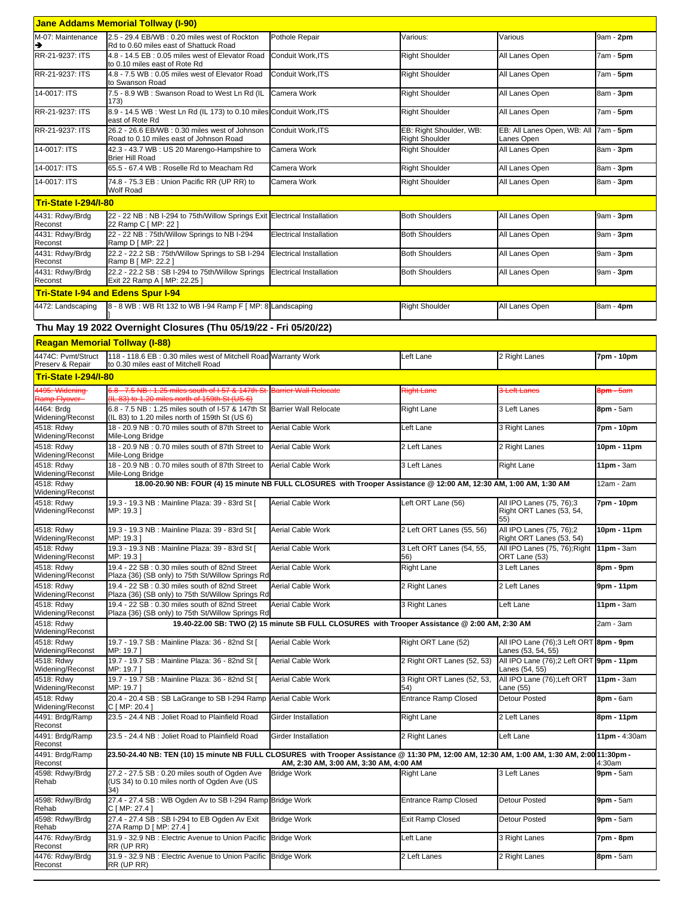## Jane Addams Memorial Tollway (I-90)

| | | | | | |
|---|---|---|---|---|---|
| M-07: Maintenance ➔ | 2.5 - 29.4 EB/WB : 0.20 miles west of Rockton Rd to 0.60 miles east of Shattuck Road | Pothole Repair | Various: | Various | 9am - **2pm** |
| RR-21-9237: ITS | 4.8 - 14.5 EB : 0.05 miles west of Elevator Road to 0.10 miles east of Rote Rd | Conduit Work,ITS | Right Shoulder | All Lanes Open | 7am - **5pm** |
| RR-21-9237: ITS | 4.8 - 7.5 WB : 0.05 miles west of Elevator Road to Swanson Road | Conduit Work,ITS | Right Shoulder | All Lanes Open | 7am - **5pm** |
| 14-0017: ITS | 7.5 - 8.9 WB : Swanson Road to West Ln Rd (IL 173) | Camera Work | Right Shoulder | All Lanes Open | 8am - **3pm** |
| RR-21-9237: ITS | 8.9 - 14.5 WB : West Ln Rd (IL 173) to 0.10 miles east of Rote Rd | Conduit Work,ITS | Right Shoulder | All Lanes Open | 7am - **5pm** |
| RR-21-9237: ITS | 26.2 - 26.6 EB/WB : 0.30 miles west of Johnson Road to 0.10 miles east of Johnson Road | Conduit Work,ITS | EB: Right Shoulder, WB: Right Shoulder | EB: All Lanes Open, WB: All Lanes Open | 7am - **5pm** |
| 14-0017: ITS | 42.3 - 43.7 WB : US 20 Marengo-Hampshire to Brier Hill Road | Camera Work | Right Shoulder | All Lanes Open | 8am - **3pm** |
| 14-0017: ITS | 65.5 - 67.4 WB : Roselle Rd to Meacham Rd | Camera Work | Right Shoulder | All Lanes Open | 8am - **3pm** |
| 14-0017: ITS | 74.8 - 75.3 EB : Union Pacific RR (UP RR) to Wolf Road | Camera Work | Right Shoulder | All Lanes Open | 8am - **3pm** |

## Tri-State I-294/I-80

| | | | | | |
|---|---|---|---|---|---|
| 4431: Rdwy/Brdg Reconst | 22 - 22 NB : NB I-294 to 75th/Willow Springs Exit 22 Ramp C [ MP: 22 ] | Electrical Installation | Both Shoulders | All Lanes Open | 9am - **3pm** |
| 4431: Rdwy/Brdg Reconst | 22 - 22 NB : 75th/Willow Springs to NB I-294 Ramp D [ MP: 22 ] | Electrical Installation | Both Shoulders | All Lanes Open | 9am - **3pm** |
| 4431: Rdwy/Brdg Reconst | 22.2 - 22.2 SB : 75th/Willow Springs to SB I-294 Ramp B [ MP: 22.2 ] | Electrical Installation | Both Shoulders | All Lanes Open | 9am - **3pm** |
| 4431: Rdwy/Brdg Reconst | 22.2 - 22.2 SB : SB I-294 to 75th/Willow Springs Exit 22 Ramp A [ MP: 22.25 ] | Electrical Installation | Both Shoulders | All Lanes Open | 9am - **3pm** |

## Tri-State I-94 and Edens Spur I-94

| | | | | | |
|---|---|---|---|---|---|
| 4472: Landscaping | 8 - 8 WB : WB Rt 132 to WB I-94 Ramp F [ MP: 8 ] | Landscaping | Right Shoulder | All Lanes Open | 8am - **4pm** |

### Thu May 19 2022 Overnight Closures (Thu 05/19/22 - Fri 05/20/22)

## Reagan Memorial Tollway (I-88)

| | | | | | |
|---|---|---|---|---|---|
| 4474C: Pvmt/Struct Preserv & Repair | 118 - 118.6 EB : 0.30 miles west of Mitchell Road to 0.30 miles east of Mitchell Road | Warranty Work | Left Lane | 2 Right Lanes | **7pm - 10pm** |

## Tri-State I-294/I-80

| | | | | | |
|---|---|---|---|---|---|
| ~~4495: Widening Ramp Flyover~~ | ~~6.8 - 7.5 NB : 1.25 miles south of I-57 & 147th St (IL 83) to 1.20 miles north of 159th St (US 6)~~ | ~~Barrier Wall Relocate~~ | ~~Right Lane~~ | ~~3 Left Lanes~~ | ~~8pm - 5am~~ |
| 4464: Brdg Widening/Reconst | 6.8 - 7.5 NB : 1.25 miles south of I-57 & 147th St (IL 83) to 1.20 miles north of 159th St (US 6) | Barrier Wall Relocate | Right Lane | 3 Left Lanes | **8pm** - 5am |
| 4518: Rdwy Widening/Reconst | 18 - 20.9 NB : 0.70 miles south of 87th Street to Mile-Long Bridge | Aerial Cable Work | Left Lane | 3 Right Lanes | **7pm - 10pm** |
| 4518: Rdwy Widening/Reconst | 18 - 20.9 NB : 0.70 miles south of 87th Street to Mile-Long Bridge | Aerial Cable Work | 2 Left Lanes | 2 Right Lanes | **10pm - 11pm** |
| 4518: Rdwy Widening/Reconst | 18 - 20.9 NB : 0.70 miles south of 87th Street to Mile-Long Bridge | Aerial Cable Work | 3 Left Lanes | Right Lane | **11pm** - 3am |
| 4518: Rdwy Widening/Reconst | **18.00-20.90 NB: FOUR (4) 15 minute NB FULL CLOSURES with Trooper Assistance @ 12:00 AM, 12:30 AM, 1:00 AM, 1:30 AM** | | | | 12am - 2am |
| 4518: Rdwy Widening/Reconst | 19.3 - 19.3 NB : Mainline Plaza: 39 - 83rd St [ MP: 19.3 ] | Aerial Cable Work | Left ORT Lane (56) | All IPO Lanes (75, 76);3 Right ORT Lanes (53, 54, 55) | **7pm - 10pm** |
| 4518: Rdwy Widening/Reconst | 19.3 - 19.3 NB : Mainline Plaza: 39 - 83rd St [ MP: 19.3 ] | Aerial Cable Work | 2 Left ORT Lanes (55, 56) | All IPO Lanes (75, 76);2 Right ORT Lanes (53, 54) | **10pm - 11pm** |
| 4518: Rdwy Widening/Reconst | 19.3 - 19.3 NB : Mainline Plaza: 39 - 83rd St [ MP: 19.3 ] | Aerial Cable Work | 3 Left ORT Lanes (54, 55, 56) | All IPO Lanes (75, 76);Right ORT Lane (53) | **11pm** - 3am |
| 4518: Rdwy Widening/Reconst | 19.4 - 22 SB : 0.30 miles south of 82nd Street Plaza {36} (SB only) to 75th St/Willow Springs Rd | Aerial Cable Work | Right Lane | 3 Left Lanes | **8pm - 9pm** |
| 4518: Rdwy Widening/Reconst | 19.4 - 22 SB : 0.30 miles south of 82nd Street Plaza {36} (SB only) to 75th St/Willow Springs Rd | Aerial Cable Work | 2 Right Lanes | 2 Left Lanes | **9pm - 11pm** |
| 4518: Rdwy Widening/Reconst | 19.4 - 22 SB : 0.30 miles south of 82nd Street Plaza {36} (SB only) to 75th St/Willow Springs Rd | Aerial Cable Work | 3 Right Lanes | Left Lane | **11pm** - 3am |
| 4518: Rdwy Widening/Reconst | **19.40-22.00 SB: TWO (2) 15 minute SB FULL CLOSURES with Trooper Assistance @ 2:00 AM, 2:30 AM** | | | | 2am - 3am |
| 4518: Rdwy Widening/Reconst | 19.7 - 19.7 SB : Mainline Plaza: 36 - 82nd St [ MP: 19.7 ] | Aerial Cable Work | Right ORT Lane (52) | All IPO Lane (76);3 Left ORT Lanes (53, 54, 55) | **8pm - 9pm** |
| 4518: Rdwy Widening/Reconst | 19.7 - 19.7 SB : Mainline Plaza: 36 - 82nd St [ MP: 19.7 ] | Aerial Cable Work | 2 Right ORT Lanes (52, 53) | All IPO Lane (76);2 Left ORT Lanes (54, 55) | **9pm - 11pm** |
| 4518: Rdwy Widening/Reconst | 19.7 - 19.7 SB : Mainline Plaza: 36 - 82nd St [ MP: 19.7 ] | Aerial Cable Work | 3 Right ORT Lanes (52, 53, 54) | All IPO Lane (76);Left ORT Lane (55) | **11pm** - 3am |
| 4518: Rdwy Widening/Reconst | 20.4 - 20.4 SB : SB LaGrange to SB I-294 Ramp C [ MP: 20.4 ] | Aerial Cable Work | Entrance Ramp Closed | Detour Posted | **8pm** - 6am |
| 4491: Brdg/Ramp Reconst | 23.5 - 24.4 NB : Joliet Road to Plainfield Road | Girder Installation | Right Lane | 2 Left Lanes | **8pm - 11pm** |
| 4491: Brdg/Ramp Reconst | 23.5 - 24.4 NB : Joliet Road to Plainfield Road | Girder Installation | 2 Right Lanes | Left Lane | **11pm** - 4:30am |
| 4491: Brdg/Ramp Reconst | **23.50-24.40 NB: TEN (10) 15 minute NB FULL CLOSURES with Trooper Assistance @ 11:30 PM, 12:00 AM, 12:30 AM, 1:00 AM, 1:30 AM, 2:00 AM, 2:30 AM, 3:00 AM, 3:30 AM, 4:00 AM** | | | | 11:30pm - 4:30am |
| 4598: Rdwy/Brdg Rehab | 27.2 - 27.5 SB : 0.20 miles south of Ogden Ave (US 34) to 0.10 miles north of Ogden Ave (US 34) | Bridge Work | Right Lane | 3 Left Lanes | **9pm** - 5am |
| 4598: Rdwy/Brdg Rehab | 27.4 - 27.4 SB : WB Ogden Av to SB I-294 Ramp C [ MP: 27.4 ] | Bridge Work | Entrance Ramp Closed | Detour Posted | **9pm** - 5am |
| 4598: Rdwy/Brdg Rehab | 27.4 - 27.4 SB : SB I-294 to EB Ogden Av Exit 27A Ramp D [ MP: 27.4 ] | Bridge Work | Exit Ramp Closed | Detour Posted | **9pm** - 5am |
| 4476: Rdwy/Brdg Reconst | 31.9 - 32.9 NB : Electric Avenue to Union Pacific RR (UP RR) | Bridge Work | Left Lane | 3 Right Lanes | **7pm - 8pm** |
| 4476: Rdwy/Brdg Reconst | 31.9 - 32.9 NB : Electric Avenue to Union Pacific RR (UP RR) | Bridge Work | 2 Left Lanes | 2 Right Lanes | **8pm** - 5am |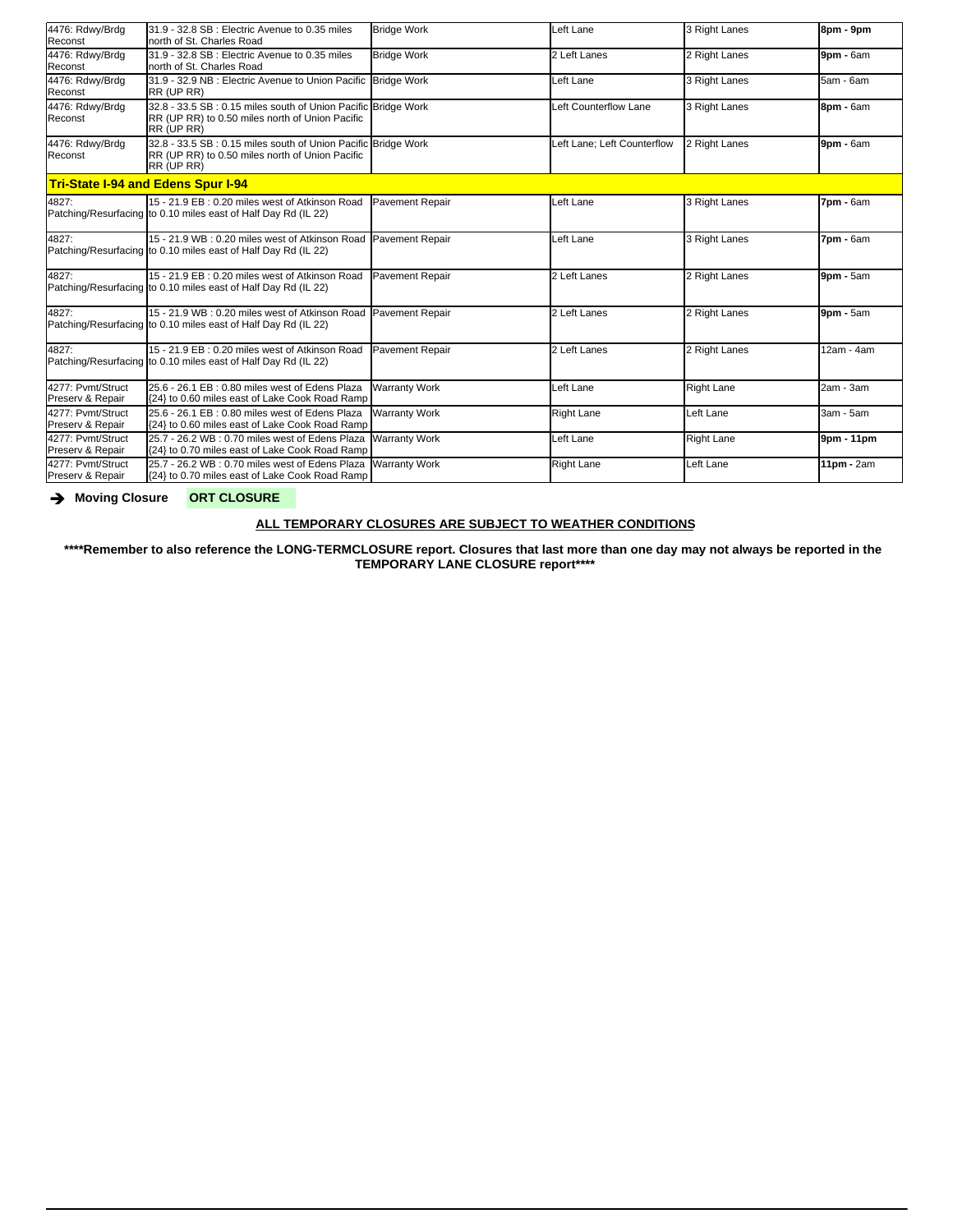| | | | | | |
|---|---|---|---|---|---|
| 4476: Rdwy/Brdg Reconst | 31.9 - 32.8 SB : Electric Avenue to 0.35 miles north of St. Charles Road | Bridge Work | Left Lane | 3 Right Lanes | **8pm - 9pm** |
| 4476: Rdwy/Brdg Reconst | 31.9 - 32.8 SB : Electric Avenue to 0.35 miles north of St. Charles Road | Bridge Work | 2 Left Lanes | 2 Right Lanes | **9pm -** 6am |
| 4476: Rdwy/Brdg Reconst | 31.9 - 32.9 NB : Electric Avenue to Union Pacific RR (UP RR) | Bridge Work | Left Lane | 3 Right Lanes | 5am - 6am |
| 4476: Rdwy/Brdg Reconst | 32.8 - 33.5 SB : 0.15 miles south of Union Pacific RR (UP RR) to 0.50 miles north of Union Pacific RR (UP RR) | Bridge Work | Left Counterflow Lane | 3 Right Lanes | **8pm -** 6am |
| 4476: Rdwy/Brdg Reconst | 32.8 - 33.5 SB : 0.15 miles south of Union Pacific RR (UP RR) to 0.50 miles north of Union Pacific RR (UP RR) | Bridge Work | Left Lane; Left Counterflow | 2 Right Lanes | **9pm -** 6am |
| **Tri-State I-94 and Edens Spur I-94** | | | | | |
| 4827: Patching/Resurfacing | 15 - 21.9 EB : 0.20 miles west of Atkinson Road to 0.10 miles east of Half Day Rd (IL 22) | Pavement Repair | Left Lane | 3 Right Lanes | **7pm -** 6am |
| 4827: Patching/Resurfacing | 15 - 21.9 WB : 0.20 miles west of Atkinson Road to 0.10 miles east of Half Day Rd (IL 22) | Pavement Repair | Left Lane | 3 Right Lanes | **7pm -** 6am |
| 4827: Patching/Resurfacing | 15 - 21.9 EB : 0.20 miles west of Atkinson Road to 0.10 miles east of Half Day Rd (IL 22) | Pavement Repair | 2 Left Lanes | 2 Right Lanes | **9pm -** 5am |
| 4827: Patching/Resurfacing | 15 - 21.9 WB : 0.20 miles west of Atkinson Road to 0.10 miles east of Half Day Rd (IL 22) | Pavement Repair | 2 Left Lanes | 2 Right Lanes | **9pm -** 5am |
| 4827: Patching/Resurfacing | 15 - 21.9 EB : 0.20 miles west of Atkinson Road to 0.10 miles east of Half Day Rd (IL 22) | Pavement Repair | 2 Left Lanes | 2 Right Lanes | 12am - 4am |
| 4277: Pvmt/Struct Preserv & Repair | 25.6 - 26.1 EB : 0.80 miles west of Edens Plaza {24} to 0.60 miles east of Lake Cook Road Ramp | Warranty Work | Left Lane | Right Lane | 2am - 3am |
| 4277: Pvmt/Struct Preserv & Repair | 25.6 - 26.1 EB : 0.80 miles west of Edens Plaza {24} to 0.60 miles east of Lake Cook Road Ramp | Warranty Work | Right Lane | Left Lane | 3am - 5am |
| 4277: Pvmt/Struct Preserv & Repair | 25.7 - 26.2 WB : 0.70 miles west of Edens Plaza {24} to 0.70 miles east of Lake Cook Road Ramp | Warranty Work | Left Lane | Right Lane | **9pm - 11pm** |
| 4277: Pvmt/Struct Preserv & Repair | 25.7 - 26.2 WB : 0.70 miles west of Edens Plaza {24} to 0.70 miles east of Lake Cook Road Ramp | Warranty Work | Right Lane | Left Lane | **11pm -** 2am |

➔ **Moving Closure** **ORT CLOSURE**

**ALL TEMPORARY CLOSURES ARE SUBJECT TO WEATHER CONDITIONS**

**\*\*\*\*Remember to also reference the LONG-TERMCLOSURE report. Closures that last more than one day may not always be reported in the TEMPORARY LANE CLOSURE report\*\*\*\***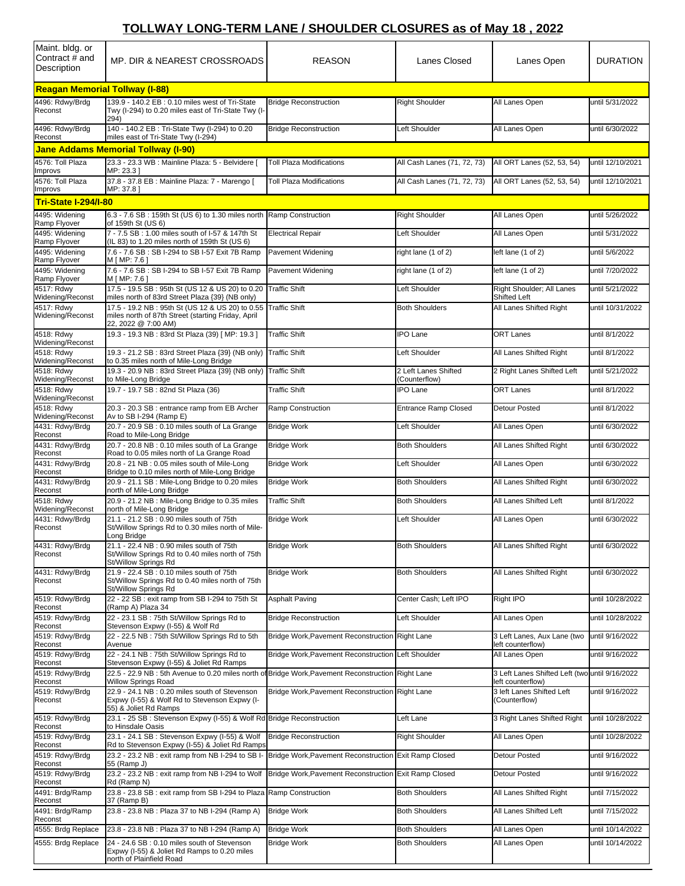# TOLLWAY LONG-TERM LANE / SHOULDER CLOSURES as of May 18 , 2022

| Maint. bldg. or Contract # and Description | MP. DIR & NEAREST CROSSROADS | REASON | Lanes Closed | Lanes Open | DURATION |
|---|---|---|---|---|---|
| **Reagan Memorial Tollway (I-88)** | | | | | |
| 4496: Rdwy/Brdg Reconst | 139.9 - 140.2 EB : 0.10 miles west of Tri-State Twy (I-294) to 0.20 miles east of Tri-State Twy (I-294) | Bridge Reconstruction | Right Shoulder | All Lanes Open | until 5/31/2022 |
| 4496: Rdwy/Brdg Reconst | 140 - 140.2 EB : Tri-State Twy (I-294) to 0.20 miles east of Tri-State Twy (I-294) | Bridge Reconstruction | Left Shoulder | All Lanes Open | until 6/30/2022 |
| **Jane Addams Memorial Tollway (I-90)** | | | | | |
| 4576: Toll Plaza Improvs | 23.3 - 23.3 WB : Mainline Plaza: 5 - Belvidere [ MP: 23.3 ] | Toll Plaza Modifications | All Cash Lanes (71, 72, 73) | All ORT Lanes (52, 53, 54) | until 12/10/2021 |
| 4576: Toll Plaza Improvs | 37.8 - 37.8 EB : Mainline Plaza: 7 - Marengo [ MP: 37.8 ] | Toll Plaza Modifications | All Cash Lanes (71, 72, 73) | All ORT Lanes (52, 53, 54) | until 12/10/2021 |
| **Tri-State I-294/I-80** | | | | | |
| 4495: Widening Ramp Flyover | 6.3 - 7.6 SB : 159th St (US 6) to 1.30 miles north of 159th St (US 6) | Ramp Construction | Right Shoulder | All Lanes Open | until 5/26/2022 |
| 4495: Widening Ramp Flyover | 7 - 7.5 SB : 1.00 miles south of I-57 & 147th St (IL 83) to 1.20 miles north of 159th St (US 6) | Electrical Repair | Left Shoulder | All Lanes Open | until 5/31/2022 |
| 4495: Widening Ramp Flyover | 7.6 - 7.6 SB : SB I-294 to SB I-57 Exit 7B Ramp M [ MP: 7.6 ] | Pavement Widening | right lane (1 of 2) | left lane (1 of 2) | until 5/6/2022 |
| 4495: Widening Ramp Flyover | 7.6 - 7.6 SB : SB I-294 to SB I-57 Exit 7B Ramp M [ MP: 7.6 ] | Pavement Widening | right lane (1 of 2) | left lane (1 of 2) | until 7/20/2022 |
| 4517: Rdwy Widening/Reconst | 17.5 - 19.5 SB : 95th St (US 12 & US 20) to 0.20 miles north of 83rd Street Plaza {39} (NB only) | Traffic Shift | Left Shoulder | Right Shoulder; All Lanes Shifted Left | until 5/21/2022 |
| 4517: Rdwy Widening/Reconst | 17.5 - 19.2 NB : 95th St (US 12 & US 20) to 0.55 miles north of 87th Street (starting Friday, April 22, 2022 @ 7:00 AM) | Traffic Shift | Both Shoulders | All Lanes Shifted Right | until 10/31/2022 |
| 4518: Rdwy Widening/Reconst | 19.3 - 19.3 NB : 83rd St Plaza (39) [ MP: 19.3 ] | Traffic Shift | IPO Lane | ORT Lanes | until 8/1/2022 |
| 4518: Rdwy Widening/Reconst | 19.3 - 21.2 SB : 83rd Street Plaza {39} (NB only) to 0.35 miles north of Mile-Long Bridge | Traffic Shift | Left Shoulder | All Lanes Shifted Right | until 8/1/2022 |
| 4518: Rdwy Widening/Reconst | 19.3 - 20.9 NB : 83rd Street Plaza {39} (NB only) to Mile-Long Bridge | Traffic Shift | 2 Left Lanes Shifted (Counterflow) | 2 Right Lanes Shifted Left | until 5/21/2022 |
| 4518: Rdwy Widening/Reconst | 19.7 - 19.7 SB : 82nd St Plaza (36) | Traffic Shift | IPO Lane | ORT Lanes | until 8/1/2022 |
| 4518: Rdwy Widening/Reconst | 20.3 - 20.3 SB : entrance ramp from EB Archer Av to SB I-294 (Ramp E) | Ramp Construction | Entrance Ramp Closed | Detour Posted | until 8/1/2022 |
| 4431: Rdwy/Brdg Reconst | 20.7 - 20.9 SB : 0.10 miles south of La Grange Road to Mile-Long Bridge | Bridge Work | Left Shoulder | All Lanes Open | until 6/30/2022 |
| 4431: Rdwy/Brdg Reconst | 20.7 - 20.8 NB : 0.10 miles south of La Grange Road to 0.05 miles north of La Grange Road | Bridge Work | Both Shoulders | All Lanes Shifted Right | until 6/30/2022 |
| 4431: Rdwy/Brdg Reconst | 20.8 - 21 NB : 0.05 miles south of Mile-Long Bridge to 0.10 miles north of Mile-Long Bridge | Bridge Work | Left Shoulder | All Lanes Open | until 6/30/2022 |
| 4431: Rdwy/Brdg Reconst | 20.9 - 21.1 SB : Mile-Long Bridge to 0.20 miles north of Mile-Long Bridge | Bridge Work | Both Shoulders | All Lanes Shifted Right | until 6/30/2022 |
| 4518: Rdwy Widening/Reconst | 20.9 - 21.2 NB : Mile-Long Bridge to 0.35 miles north of Mile-Long Bridge | Traffic Shift | Both Shoulders | All Lanes Shifted Left | until 8/1/2022 |
| 4431: Rdwy/Brdg Reconst | 21.1 - 21.2 SB : 0.90 miles south of 75th St/Willow Springs Rd to 0.30 miles north of Mile-Long Bridge | Bridge Work | Left Shoulder | All Lanes Open | until 6/30/2022 |
| 4431: Rdwy/Brdg Reconst | 21.1 - 22.4 NB : 0.90 miles south of 75th St/Willow Springs Rd to 0.40 miles north of 75th St/Willow Springs Rd | Bridge Work | Both Shoulders | All Lanes Shifted Right | until 6/30/2022 |
| 4431: Rdwy/Brdg Reconst | 21.9 - 22.4 SB : 0.10 miles south of 75th St/Willow Springs Rd to 0.40 miles north of 75th St/Willow Springs Rd | Bridge Work | Both Shoulders | All Lanes Shifted Right | until 6/30/2022 |
| 4519: Rdwy/Brdg Reconst | 22 - 22 SB : exit ramp from SB I-294 to 75th St (Ramp A) Plaza 34 | Asphalt Paving | Center Cash; Left IPO | Right IPO | until 10/28/2022 |
| 4519: Rdwy/Brdg Reconst | 22 - 23.1 SB : 75th St/Willow Springs Rd to Stevenson Expwy (I-55) & Wolf Rd | Bridge Reconstruction | Left Shoulder | All Lanes Open | until 10/28/2022 |
| 4519: Rdwy/Brdg Reconst | 22 - 22.5 NB : 75th St/Willow Springs Rd to 5th Avenue | Bridge Work,Pavement Reconstruction | Right Lane | 3 Left Lanes, Aux Lane (two left counterflow) | until 9/16/2022 |
| 4519: Rdwy/Brdg Reconst | 22 - 24.1 NB : 75th St/Willow Springs Rd to Stevenson Expwy (I-55) & Joliet Rd Ramps | Bridge Work,Pavement Reconstruction | Left Shoulder | All Lanes Open | until 9/16/2022 |
| 4519: Rdwy/Brdg Reconst | 22.5 - 22.9 NB : 5th Avenue to 0.20 miles north of Willow Springs Road | Bridge Work,Pavement Reconstruction | Right Lane | 3 Left Lanes Shifted Left (two left counterflow) | until 9/16/2022 |
| 4519: Rdwy/Brdg Reconst | 22.9 - 24.1 NB : 0.20 miles south of Stevenson Expwy (I-55) & Wolf Rd to Stevenson Expwy (I-55) & Joliet Rd Ramps | Bridge Work,Pavement Reconstruction | Right Lane | 3 left Lanes Shifted Left (Counterflow) | until 9/16/2022 |
| 4519: Rdwy/Brdg Reconst | 23.1 - 25 SB : Stevenson Expwy (I-55) & Wolf Rd to Hinsdale Oasis | Bridge Reconstruction | Left Lane | 3 Right Lanes Shifted Right | until 10/28/2022 |
| 4519: Rdwy/Brdg Reconst | 23.1 - 24.1 SB : Stevenson Expwy (I-55) & Wolf Rd to Stevenson Expwy (I-55) & Joliet Rd Ramps | Bridge Reconstruction | Right Shoulder | All Lanes Open | until 10/28/2022 |
| 4519: Rdwy/Brdg Reconst | 23.2 - 23.2 NB : exit ramp from NB I-294 to SB I-55 (Ramp J) | Bridge Work,Pavement Reconstruction | Exit Ramp Closed | Detour Posted | until 9/16/2022 |
| 4519: Rdwy/Brdg Reconst | 23.2 - 23.2 NB : exit ramp from NB I-294 to Wolf Rd (Ramp N) | Bridge Work,Pavement Reconstruction | Exit Ramp Closed | Detour Posted | until 9/16/2022 |
| 4491: Brdg/Ramp Reconst | 23.8 - 23.8 SB : exit ramp from SB I-294 to Plaza 37 (Ramp B) | Ramp Construction | Both Shoulders | All Lanes Shifted Right | until 7/15/2022 |
| 4491: Brdg/Ramp Reconst | 23.8 - 23.8 NB : Plaza 37 to NB I-294 (Ramp A) | Bridge Work | Both Shoulders | All Lanes Shifted Left | until 7/15/2022 |
| 4555: Brdg Replace | 23.8 - 23.8 NB : Plaza 37 to NB I-294 (Ramp A) | Bridge Work | Both Shoulders | All Lanes Open | until 10/14/2022 |
| 4555: Brdg Replace | 24 - 24.6 SB : 0.10 miles south of Stevenson Expwy (I-55) & Joliet Rd Ramps to 0.20 miles north of Plainfield Road | Bridge Work | Both Shoulders | All Lanes Open | until 10/14/2022 |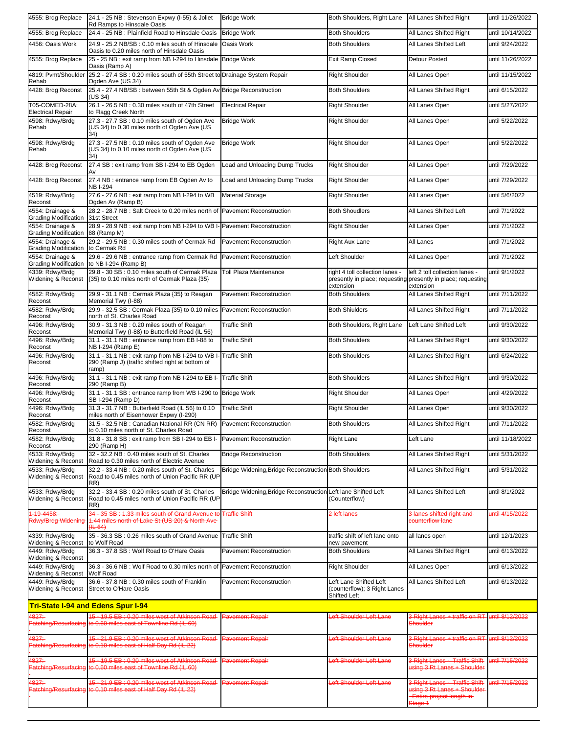| | | | | | |
|---|---|---|---|---|---|
| 4555: Brdg Replace | 24.1 - 25 NB : Stevenson Expwy (I-55) & Joliet Rd Ramps to Hinsdale Oasis | Bridge Work | Both Shoulders, Right Lane | All Lanes Shifted Right | until 11/26/2022 |
| 4555: Brdg Replace | 24.4 - 25 NB : Plainfield Road to Hinsdale Oasis | Bridge Work | Both Shoulders | All Lanes Shifted Right | until 10/14/2022 |
| 4456: Oasis Work | 24.9 - 25.2 NB/SB : 0.10 miles south of Hinsdale Oasis to 0.20 miles north of Hinsdale Oasis | Oasis Work | Both Shoulders | All Lanes Shifted Left | until 9/24/2022 |
| 4555: Brdg Replace | 25 - 25 NB : exit ramp from NB I-294 to Hinsdale Oasis (Ramp A) | Bridge Work | Exit Ramp Closed | Detour Posted | until 11/26/2022 |
| 4819: Pvmt/Shoulder Rehab | 25.2 - 27.4 SB : 0.20 miles south of 55th Street to Ogden Ave (US 34) | Drainage System Repair | Right Shoulder | All Lanes Open | until 11/15/2022 |
| 4428: Brdg Reconst | 25.4 - 27.4 NB/SB : between 55th St & Ogden Av (US 34) | Bridge Reconstruction | Both Shoulders | All Lanes Shifted Right | until 6/15/2022 |
| T05-COMED-28A: Electrical Repair | 26.1 - 26.5 NB : 0.30 miles south of 47th Street to Flagg Creek North | Electrical Repair | Right Shoulder | All Lanes Open | until 5/27/2022 |
| 4598: Rdwy/Brdg Rehab | 27.3 - 27.7 SB : 0.10 miles south of Ogden Ave (US 34) to 0.30 miles north of Ogden Ave (US 34) | Bridge Work | Right Shoulder | All Lanes Open | until 5/22/2022 |
| 4598: Rdwy/Brdg Rehab | 27.3 - 27.5 NB : 0.10 miles south of Ogden Ave (US 34) to 0.10 miles north of Ogden Ave (US 34) | Bridge Work | Right Shoulder | All Lanes Open | until 5/22/2022 |
| 4428: Brdg Reconst | 27.4 SB : exit ramp from SB I-294 to EB Ogden Av | Load and Unloading Dump Trucks | Right Shoulder | All Lanes Open | until 7/29/2022 |
| 4428: Brdg Reconst | 27.4 NB : entrance ramp from EB Ogden Av to NB I-294 | Load and Unloading Dump Trucks | Right Shoulder | All Lanes Open | until 7/29/2022 |
| 4519: Rdwy/Brdg Reconst | 27.6 - 27.6 NB : exit ramp from NB I-294 to WB Ogden Av (Ramp B) | Material Storage | Right Shoulder | All Lanes Open | until 5/6/2022 |
| 4554: Drainage & Grading Modification | 28.2 - 28.7 NB : Salt Creek to 0.20 miles north of 31st Street | Pavement Reconstruction | Both Shoudlers | All Lanes Shifted Left | until 7/1/2022 |
| 4554: Drainage & Grading Modification | 28.9 - 28.9 NB : exit ramp from NB I-294 to WB I-88 (Ramp M) | Pavement Reconstruction | Right Shoulder | All Lanes Open | until 7/1/2022 |
| 4554: Drainage & Grading Modification | 29.2 - 29.5 NB : 0.30 miles south of Cermak Rd to Cermak Rd | Pavement Reconstruction | Right Aux Lane | All Lanes | until 7/1/2022 |
| 4554: Drainage & Grading Modification | 29.6 - 29.6 NB : entrance ramp from Cermak Rd to NB I-294 (Ramp B) | Pavement Reconstruction | Left Shoulder | All Lanes Open | until 7/1/2022 |
| 4339: Rdwy/Brdg Widening & Reconst | 29.8 - 30 SB : 0.10 miles south of Cermak Plaza {35} to 0.10 miles north of Cermak Plaza {35} | Toll Plaza Maintenance | right 4 toll collection lanes - presently in place; requesting extension | left 2 toll collection lanes - presently in place; requesting extension | until 9/1/2022 |
| 4582: Rdwy/Brdg Reconst | 29.9 - 31.1 NB : Cermak Plaza {35} to Reagan Memorial Twy (I-88) | Pavement Reconstruction | Both Shoulders | All Lanes Shifted Right | until 7/11/2022 |
| 4582: Rdwy/Brdg Reconst | 29.9 - 32.5 SB : Cermak Plaza {35} to 0.10 miles north of St. Charles Road | Pavement Reconstruction | Both Shiulders | All Lanes Shifted Right | until 7/11/2022 |
| 4496: Rdwy/Brdg Reconst | 30.9 - 31.3 NB : 0.20 miles south of Reagan Memorial Twy (I-88) to Butterfield Road (IL 56) | Traffic Shift | Both Shoulders, Right Lane | Left Lane Shifted Left | until 9/30/2022 |
| 4496: Rdwy/Brdg Reconst | 31.1 - 31.1 NB : entrance ramp from EB I-88 to NB I-294 (Ramp E) | Traffic Shift | Both Shoulders | All Lanes Shifted Right | until 9/30/2022 |
| 4496: Rdwy/Brdg Reconst | 31.1 - 31.1 NB : exit ramp from NB I-294 to WB I-290 (Ramp J) (traffic shifted right at bottom of ramp) | Traffic Shift | Both Shoulders | All Lanes Shifted Right | until 6/24/2022 |
| 4496: Rdwy/Brdg Reconst | 31.1 - 31.1 NB : exit ramp from NB I-294 to EB I-290 (Ramp B) | Traffic Shift | Both Shoulders | All Lanes Shifted Right | until 9/30/2022 |
| 4496: Rdwy/Brdg Reconst | 31.1 - 31.1 SB : entrance ramp from WB I-290 to SB I-294 (Ramp D) | Bridge Work | Right Shoulder | All Lanes Open | until 4/29/2022 |
| 4496: Rdwy/Brdg Reconst | 31.3 - 31.7 NB : Butterfield Road (IL 56) to 0.10 miles north of Eisenhower Expwy (I-290) | Traffic Shift | Right Shoulder | All Lanes Open | until 9/30/2022 |
| 4582: Rdwy/Brdg Reconst | 31.5 - 32.5 NB : Canadian National RR (CN RR) to 0.10 miles north of St. Charles Road | Pavement Reconstruction | Both Shoulders | All Lanes Shifted Right | until 7/11/2022 |
| 4582: Rdwy/Brdg Reconst | 31.8 - 31.8 SB : exit ramp from SB I-294 to EB I-290 (Ramp H) | Pavement Reconstruction | Right Lane | Left Lane | until 11/18/2022 |
| 4533: Rdwy/Brdg Widening & Reconst | 32 - 32.2 NB : 0.40 miles south of St. Charles Road to 0.30 miles north of Electric Avenue | Bridge Reconstruction | Both Shoulders | All Lanes Shifted Right | until 5/31/2022 |
| 4533: Rdwy/Brdg Widening & Reconst | 32.2 - 33.4 NB : 0.20 miles south of St. Charles Road to 0.45 miles north of Union Pacific RR (UP RR) | Bridge Widening,Bridge Reconstruction | Both Shoulders | All Lanes Shifted Right | until 5/31/2022 |
| 4533: Rdwy/Brdg Widening & Reconst | 32.2 - 33.4 SB : 0.20 miles south of St. Charles Road to 0.45 miles north of Union Pacific RR (UP RR) | Bridge Widening,Bridge Reconstruction | Left lane Shifted Left (Counterflow) | All Lanes Shifted Left | until 8/1/2022 |
| ~~I-19-4458: Rdwy/Brdg Widening~~ | ~~34 - 35 SB : 1.33 miles south of Grand Avenue to 1.44 miles north of Lake St (US 20) & North Ave (IL 64)~~ | ~~Traffic Shift~~ | ~~2 left lanes~~ | ~~3 lanes shifted right and counterflow lane~~ | ~~until 4/15/2022~~ |
| 4339: Rdwy/Brdg Widening & Reconst | 35 - 36.3 SB : 0.26 miles south of Grand Avenue to Wolf Road | Traffic Shift | traffic shift of left lane onto new pavement | all lanes open | until 12/1/2023 |
| 4449: Rdwy/Brdg Widening & Reconst | 36.3 - 37.8 SB : Wolf Road to O'Hare Oasis | Pavement Reconstruction | Both Shoulders | All Lanes Shifted Right | until 6/13/2022 |
| 4449: Rdwy/Brdg Widening & Reconst | 36.3 - 36.6 NB : Wolf Road to 0.30 miles north of Wolf Road | Pavement Reconstruction | Right Shoulder | All Lanes Open | until 6/13/2022 |
| 4449: Rdwy/Brdg Widening & Reconst | 36.6 - 37.8 NB : 0.30 miles south of Franklin Street to O'Hare Oasis | Pavement Reconstruction | Left Lane Shifted Left (counterflow); 3 Right Lanes Shifted Left | All Lanes Shifted Left | until 6/13/2022 |

## Tri-State I-94 and Edens Spur I-94

| | | | | | |
|---|---|---|---|---|---|
| ~~4827: Patching/Resurfacing -~~ | ~~15 - 19.5 EB : 0.20 miles west of Atkinson Road to 0.60 miles east of Townline Rd (IL 60)~~ | ~~Pavement Repair~~ | ~~Left Shoulder Left Lane~~ | ~~3 Right Lanes + traffic on RT Shoulder~~ | ~~until 8/12/2022~~ |
| ~~4827: Patching/Resurfacing -~~ | ~~15 - 21.9 EB : 0.20 miles west of Atkinson Road to 0.10 miles east of Half Day Rd (IL 22)~~ | ~~Pavement Repair~~ | ~~Left Shoulder Left Lane~~ | ~~3 Right Lanes + traffic on RT Shoulder~~ | ~~until 8/12/2022~~ |
| ~~4827: Patching/Resurfacing -~~ | ~~15 - 19.5 EB : 0.20 miles west of Atkinson Road to 0.60 miles east of Townline Rd (IL 60)~~ | ~~Pavement Repair~~ | ~~Left Shoulder Left Lane~~ | ~~3 Right Lanes - Traffic Shift using 3 Rt Lanes + Shoulder~~ | ~~until 7/15/2022~~ |
| ~~4827: Patching/Resurfacing -~~ | ~~15 - 21.9 EB : 0.20 miles west of Atkinson Road to 0.10 miles east of Half Day Rd (IL 22)~~ | ~~Pavement Repair~~ | ~~Left Shoulder Left Lane~~ | ~~3 Right Lanes - Traffic Shift using 3 Rt Lanes + Shoulder - Entire project length in Stage 1~~ | ~~until 7/15/2022~~ |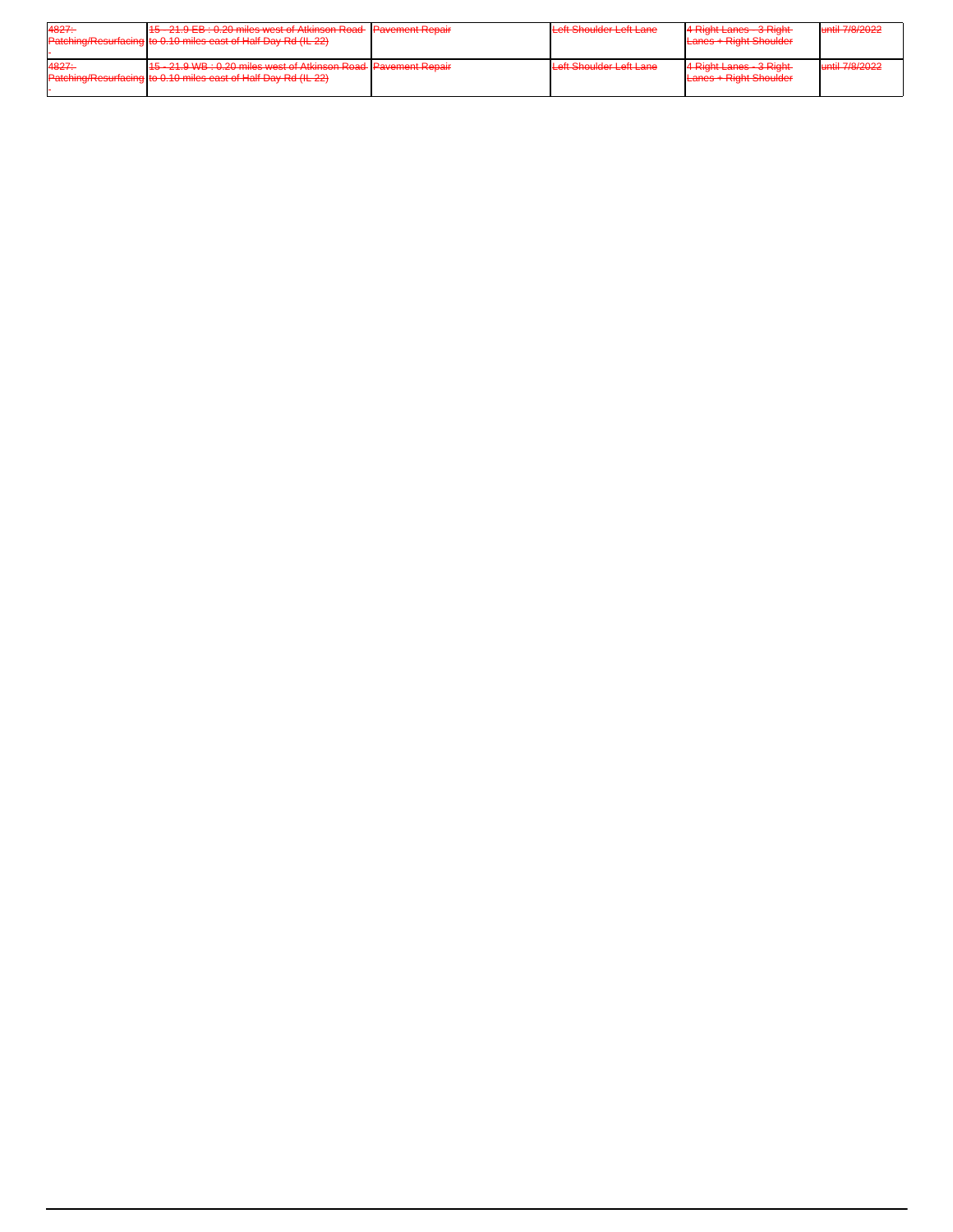| | | | | | |
|---|---|---|---|---|---|
| ~~4827:- Patching/Resurfacing -~~ | ~~15 - 21.9 EB : 0.20 miles west of Atkinson Road to 0.10 miles east of Half Day Rd (IL 22)~~ | ~~Pavement Repair~~ | ~~Left Shoulder Left Lane~~ | ~~4 Right Lanes - 3 Right Lanes + Right Shoulder~~ | ~~until 7/8/2022~~ |
| ~~4827:- Patching/Resurfacing -~~ | ~~15 - 21.9 WB : 0.20 miles west of Atkinson Road to 0.10 miles east of Half Day Rd (IL 22)~~ | ~~Pavement Repair~~ | ~~Left Shoulder Left Lane~~ | ~~4 Right Lanes - 3 Right Lanes + Right Shoulder~~ | ~~until 7/8/2022~~ |